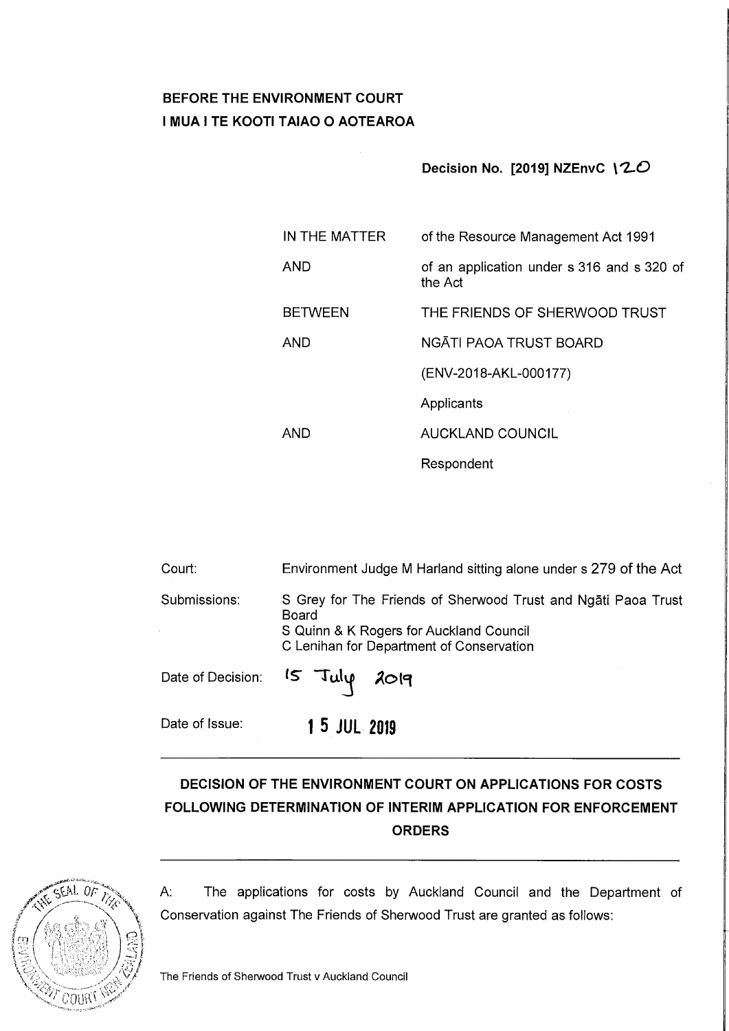**BEFORE THE ENVIRONMENT COURT**
**I MUA I TE KOOTI TAIAO O AOTEAROA**

**Decision No. [2019] NZEnvC 120**

| | |
|---|---|
| IN THE MATTER | of the Resource Management Act 1991 |
| AND | of an application under s 316 and s 320 of the Act |
| BETWEEN | THE FRIENDS OF SHERWOOD TRUST |
| AND | NGĀTI PAOA TRUST BOARD |
| | (ENV-2018-AKL-000177) |
| | Applicants |
| AND | AUCKLAND COUNCIL |
| | Respondent |

| | |
|---|---|
| Court: | Environment Judge M Harland sitting alone under s 279 of the Act |
| Submissions: | S Grey for The Friends of Sherwood Trust and Ngāti Paoa Trust Board<br>S Quinn & K Rogers for Auckland Council<br>C Lenihan for Department of Conservation |
| Date of Decision: | 15 July 2019 |
| Date of Issue: | 15 JUL 2019 |

---

**DECISION OF THE ENVIRONMENT COURT ON APPLICATIONS FOR COSTS FOLLOWING DETERMINATION OF INTERIM APPLICATION FOR ENFORCEMENT ORDERS**

---

A: The applications for costs by Auckland Council and the Department of Conservation against The Friends of Sherwood Trust are granted as follows: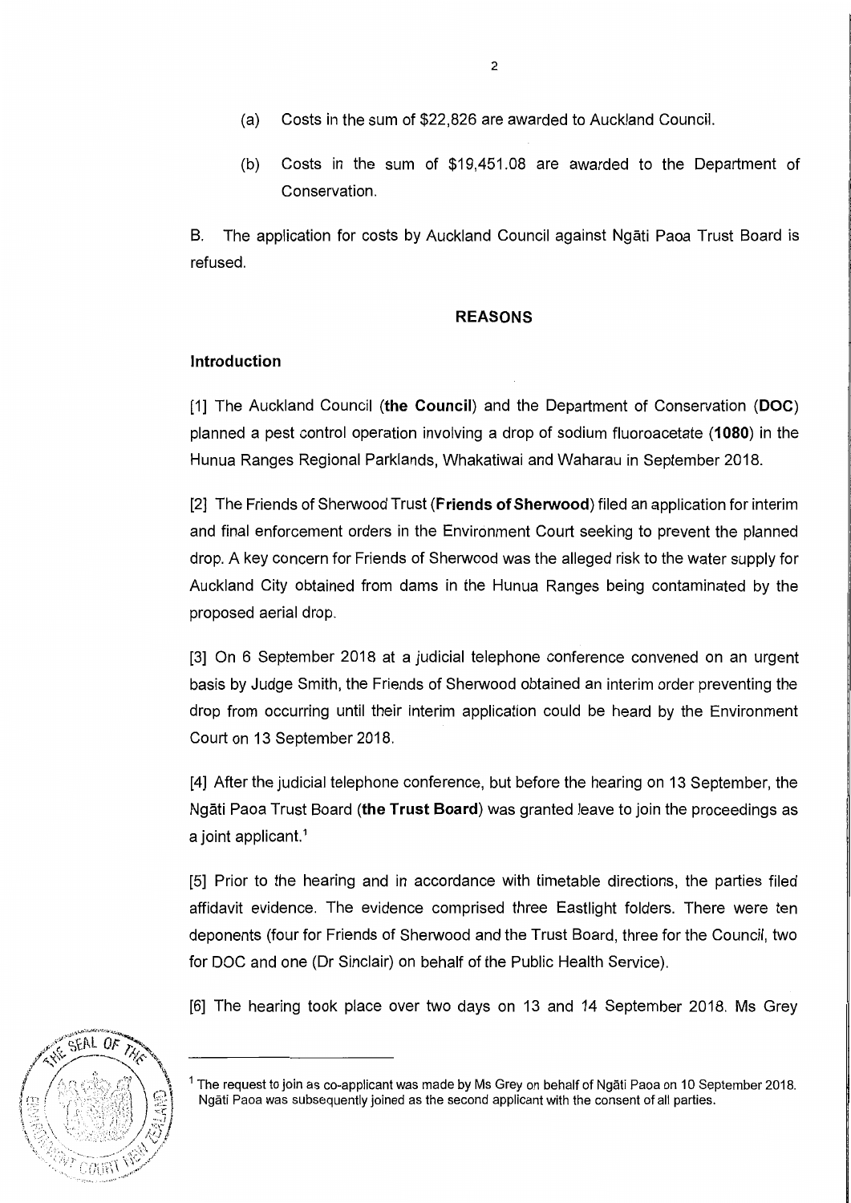(a) Costs in the sum of $22,826 are awarded to Auckland Council.

(b) Costs in the sum of $19,451.08 are awarded to the Department of Conservation.

B. The application for costs by Auckland Council against Ngāti Paoa Trust Board is refused.

## REASONS

### Introduction

[1] The Auckland Council (**the Council**) and the Department of Conservation (**DOC**) planned a pest control operation involving a drop of sodium fluoroacetate (**1080**) in the Hunua Ranges Regional Parklands, Whakatiwai and Waharau in September 2018.

[2] The Friends of Sherwood Trust (**Friends of Sherwood**) filed an application for interim and final enforcement orders in the Environment Court seeking to prevent the planned drop. A key concern for Friends of Sherwood was the alleged risk to the water supply for Auckland City obtained from dams in the Hunua Ranges being contaminated by the proposed aerial drop.

[3] On 6 September 2018 at a judicial telephone conference convened on an urgent basis by Judge Smith, the Friends of Sherwood obtained an interim order preventing the drop from occurring until their interim application could be heard by the Environment Court on 13 September 2018.

[4] After the judicial telephone conference, but before the hearing on 13 September, the Ngāti Paoa Trust Board (**the Trust Board**) was granted leave to join the proceedings as a joint applicant.[1]

[5] Prior to the hearing and in accordance with timetable directions, the parties filed affidavit evidence. The evidence comprised three Eastlight folders. There were ten deponents (four for Friends of Sherwood and the Trust Board, three for the Council, two for DOC and one (Dr Sinclair) on behalf of the Public Health Service).

[6] The hearing took place over two days on 13 and 14 September 2018. Ms Grey

[1] The request to join as co-applicant was made by Ms Grey on behalf of Ngāti Paoa on 10 September 2018. Ngāti Paoa was subsequently joined as the second applicant with the consent of all parties.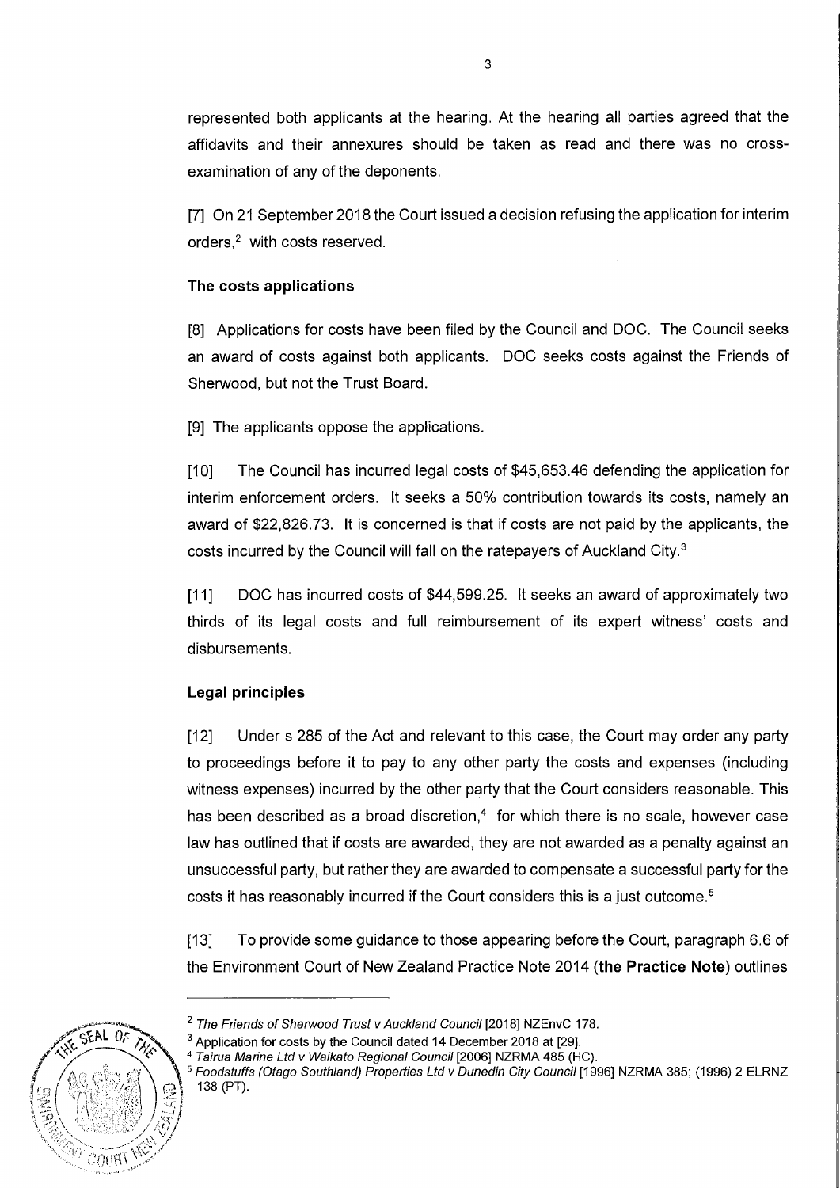represented both applicants at the hearing. At the hearing all parties agreed that the affidavits and their annexures should be taken as read and there was no cross-examination of any of the deponents.

[7] On 21 September 2018 the Court issued a decision refusing the application for interim orders,[2] with costs reserved.

### The costs applications

[8] Applications for costs have been filed by the Council and DOC. The Council seeks an award of costs against both applicants. DOC seeks costs against the Friends of Sherwood, but not the Trust Board.

[9] The applicants oppose the applications.

[10] The Council has incurred legal costs of $45,653.46 defending the application for interim enforcement orders. It seeks a 50% contribution towards its costs, namely an award of $22,826.73. It is concerned is that if costs are not paid by the applicants, the costs incurred by the Council will fall on the ratepayers of Auckland City.[3]

[11] DOC has incurred costs of $44,599.25. It seeks an award of approximately two thirds of its legal costs and full reimbursement of its expert witness' costs and disbursements.

### Legal principles

[12] Under s 285 of the Act and relevant to this case, the Court may order any party to proceedings before it to pay to any other party the costs and expenses (including witness expenses) incurred by the other party that the Court considers reasonable. This has been described as a broad discretion,[4] for which there is no scale, however case law has outlined that if costs are awarded, they are not awarded as a penalty against an unsuccessful party, but rather they are awarded to compensate a successful party for the costs it has reasonably incurred if the Court considers this is a just outcome.[5]

[13] To provide some guidance to those appearing before the Court, paragraph 6.6 of the Environment Court of New Zealand Practice Note 2014 (**the Practice Note**) outlines

---

[2] *The Friends of Sherwood Trust v Auckland Council* [2018] NZEnvC 178.

[3] Application for costs by the Council dated 14 December 2018 at [29].

[4] *Tairua Marine Ltd v Waikato Regional Council* [2006] NZRMA 485 (HC).

[5] *Foodstuffs (Otago Southland) Properties Ltd v Dunedin City Council* [1996] NZRMA 385; (1996) 2 ELRNZ 138 (PT).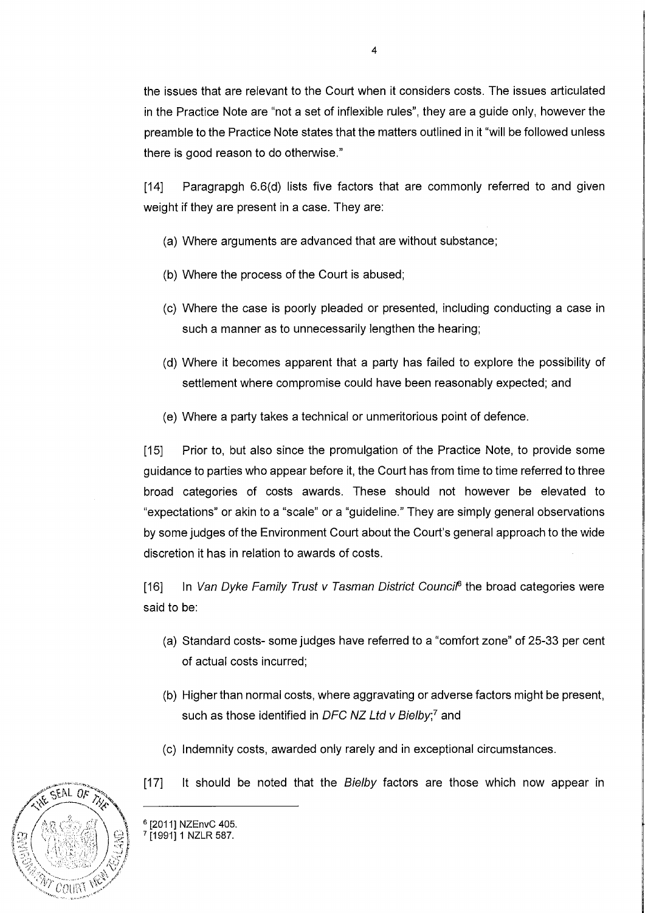the issues that are relevant to the Court when it considers costs. The issues articulated in the Practice Note are "not a set of inflexible rules", they are a guide only, however the preamble to the Practice Note states that the matters outlined in it "will be followed unless there is good reason to do otherwise."

[14] Paragrapgh 6.6(d) lists five factors that are commonly referred to and given weight if they are present in a case. They are:

(a) Where arguments are advanced that are without substance;

(b) Where the process of the Court is abused;

(c) Where the case is poorly pleaded or presented, including conducting a case in such a manner as to unnecessarily lengthen the hearing;

(d) Where it becomes apparent that a party has failed to explore the possibility of settlement where compromise could have been reasonably expected; and

(e) Where a party takes a technical or unmeritorious point of defence.

[15] Prior to, but also since the promulgation of the Practice Note, to provide some guidance to parties who appear before it, the Court has from time to time referred to three broad categories of costs awards. These should not however be elevated to "expectations" or akin to a "scale" or a "guideline." They are simply general observations by some judges of the Environment Court about the Court's general approach to the wide discretion it has in relation to awards of costs.

[16] In *Van Dyke Family Trust v Tasman District Council*[6] the broad categories were said to be:

(a) Standard costs- some judges have referred to a "comfort zone" of 25-33 per cent of actual costs incurred;

(b) Higher than normal costs, where aggravating or adverse factors might be present, such as those identified in *DFC NZ Ltd v Bielby*;[7] and

(c) Indemnity costs, awarded only rarely and in exceptional circumstances.

[17] It should be noted that the *Bielby* factors are those which now appear in

[6] [2011] NZEnvC 405.
[7] [1991] 1 NZLR 587.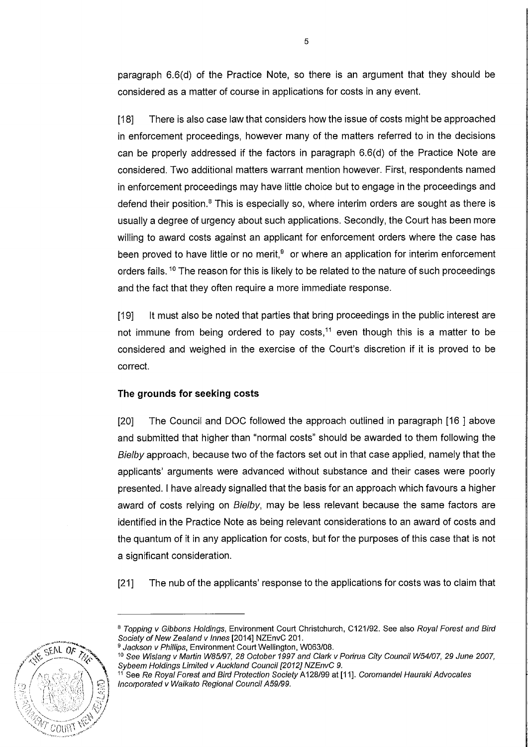paragraph 6.6(d) of the Practice Note, so there is an argument that they should be considered as a matter of course in applications for costs in any event.

[18] There is also case law that considers how the issue of costs might be approached in enforcement proceedings, however many of the matters referred to in the decisions can be properly addressed if the factors in paragraph 6.6(d) of the Practice Note are considered. Two additional matters warrant mention however. First, respondents named in enforcement proceedings may have little choice but to engage in the proceedings and defend their position.[8] This is especially so, where interim orders are sought as there is usually a degree of urgency about such applications. Secondly, the Court has been more willing to award costs against an applicant for enforcement orders where the case has been proved to have little or no merit,[9] or where an application for interim enforcement orders fails.[10] The reason for this is likely to be related to the nature of such proceedings and the fact that they often require a more immediate response.

[19] It must also be noted that parties that bring proceedings in the public interest are not immune from being ordered to pay costs,[11] even though this is a matter to be considered and weighed in the exercise of the Court's discretion if it is proved to be correct.

**The grounds for seeking costs**

[20] The Council and DOC followed the approach outlined in paragraph [16 ] above and submitted that higher than "normal costs" should be awarded to them following the *Bielby* approach, because two of the factors set out in that case applied, namely that the applicants' arguments were advanced without substance and their cases were poorly presented. I have already signalled that the basis for an approach which favours a higher award of costs relying on *Bielby*, may be less relevant because the same factors are identified in the Practice Note as being relevant considerations to an award of costs and the quantum of it in any application for costs, but for the purposes of this case that is not a significant consideration.

[21] The nub of the applicants' response to the applications for costs was to claim that

---

[8] *Topping v Gibbons Holdings*, Environment Court Christchurch, C121/92. See also *Royal Forest and Bird Society of New Zealand v Innes* [2014] NZEnvC 201.

[9] *Jackson v Phillips*, Environment Court Wellington, W063/08.

[10] *See Wislang v Martin W85/97, 28 October 1997 and Clark v Porirua City Council W54/07, 29 June 2007, Sybeem Holdings Limited v Auckland Council [2012] NZEnvC 9.*

[11] See *Re Royal Forest and Bird Protection Society* A128/99 at [11]. *Coromandel Hauraki Advocates Incorporated v Waikato Regional Council A59/99.*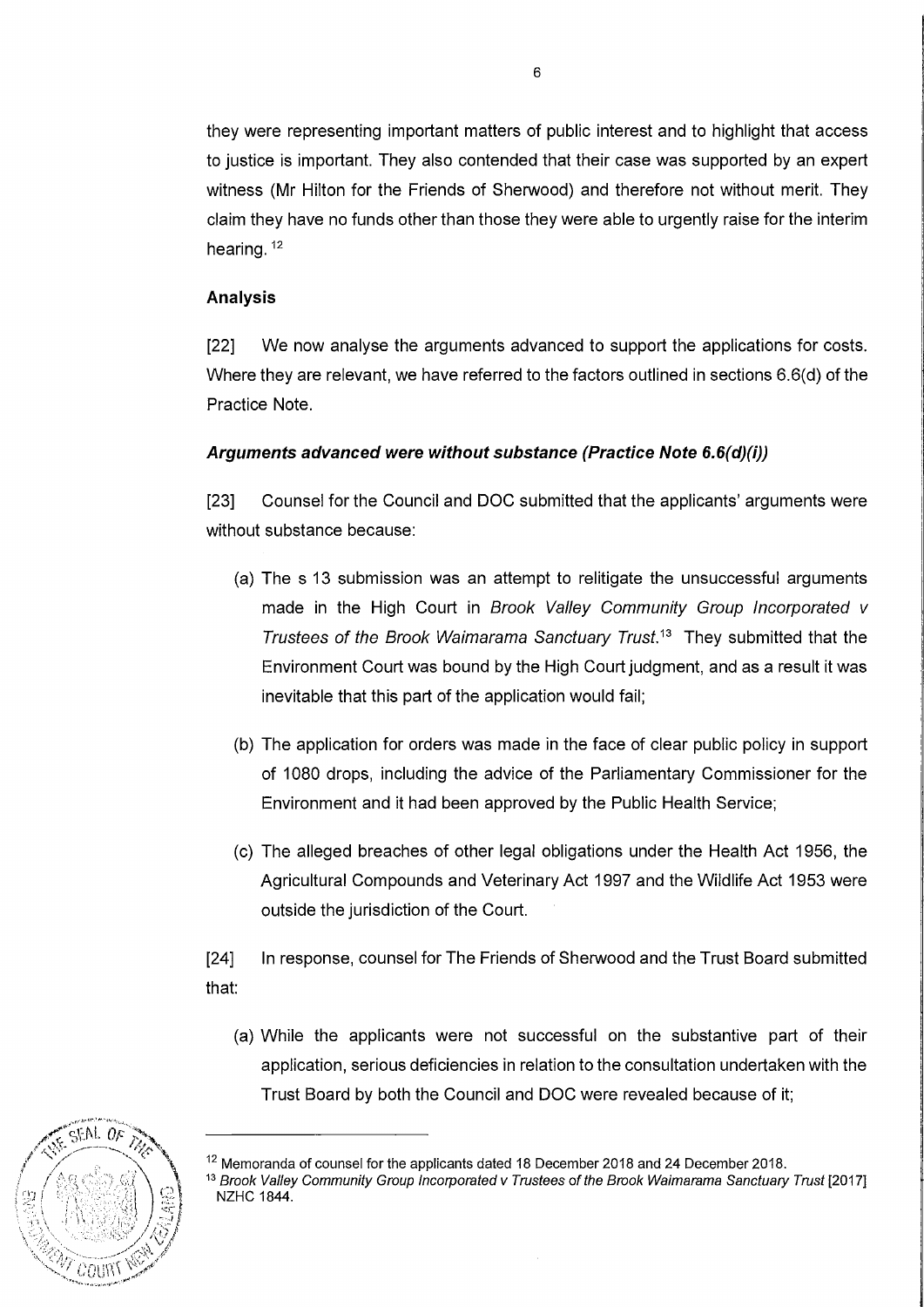they were representing important matters of public interest and to highlight that access to justice is important. They also contended that their case was supported by an expert witness (Mr Hilton for the Friends of Sherwood) and therefore not without merit. They claim they have no funds other than those they were able to urgently raise for the interim hearing. [12]

### Analysis

[22] We now analyse the arguments advanced to support the applications for costs. Where they are relevant, we have referred to the factors outlined in sections 6.6(d) of the Practice Note.

#### *Arguments advanced were without substance (Practice Note 6.6(d)(i))*

[23] Counsel for the Council and DOC submitted that the applicants' arguments were without substance because:

(a) The s 13 submission was an attempt to relitigate the unsuccessful arguments made in the High Court in *Brook Valley Community Group Incorporated v Trustees of the Brook Waimarama Sanctuary Trust*.[13] They submitted that the Environment Court was bound by the High Court judgment, and as a result it was inevitable that this part of the application would fail;

(b) The application for orders was made in the face of clear public policy in support of 1080 drops, including the advice of the Parliamentary Commissioner for the Environment and it had been approved by the Public Health Service;

(c) The alleged breaches of other legal obligations under the Health Act 1956, the Agricultural Compounds and Veterinary Act 1997 and the Wildlife Act 1953 were outside the jurisdiction of the Court.

[24] In response, counsel for The Friends of Sherwood and the Trust Board submitted that:

(a) While the applicants were not successful on the substantive part of their application, serious deficiencies in relation to the consultation undertaken with the Trust Board by both the Council and DOC were revealed because of it;

---

[12] Memoranda of counsel for the applicants dated 18 December 2018 and 24 December 2018.

[13] *Brook Valley Community Group Incorporated v Trustees of the Brook Waimarama Sanctuary Trust* [2017] NZHC 1844.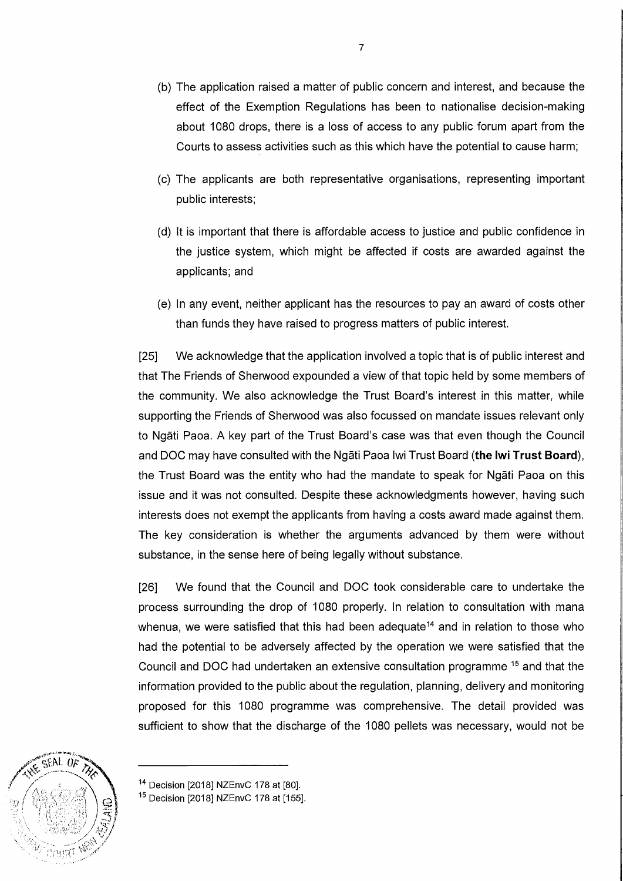(b) The application raised a matter of public concern and interest, and because the effect of the Exemption Regulations has been to nationalise decision-making about 1080 drops, there is a loss of access to any public forum apart from the Courts to assess activities such as this which have the potential to cause harm;

(c) The applicants are both representative organisations, representing important public interests;

(d) It is important that there is affordable access to justice and public confidence in the justice system, which might be affected if costs are awarded against the applicants; and

(e) In any event, neither applicant has the resources to pay an award of costs other than funds they have raised to progress matters of public interest.

[25] We acknowledge that the application involved a topic that is of public interest and that The Friends of Sherwood expounded a view of that topic held by some members of the community. We also acknowledge the Trust Board's interest in this matter, while supporting the Friends of Sherwood was also focussed on mandate issues relevant only to Ngāti Paoa. A key part of the Trust Board's case was that even though the Council and DOC may have consulted with the Ngāti Paoa Iwi Trust Board (**the Iwi Trust Board**), the Trust Board was the entity who had the mandate to speak for Ngāti Paoa on this issue and it was not consulted. Despite these acknowledgments however, having such interests does not exempt the applicants from having a costs award made against them. The key consideration is whether the arguments advanced by them were without substance, in the sense here of being legally without substance.

[26] We found that the Council and DOC took considerable care to undertake the process surrounding the drop of 1080 properly. In relation to consultation with mana whenua, we were satisfied that this had been adequate[14] and in relation to those who had the potential to be adversely affected by the operation we were satisfied that the Council and DOC had undertaken an extensive consultation programme [15] and that the information provided to the public about the regulation, planning, delivery and monitoring proposed for this 1080 programme was comprehensive. The detail provided was sufficient to show that the discharge of the 1080 pellets was necessary, would not be

---

[14] Decision [2018] NZEnvC 178 at [80].

[15] Decision [2018] NZEnvC 178 at [155].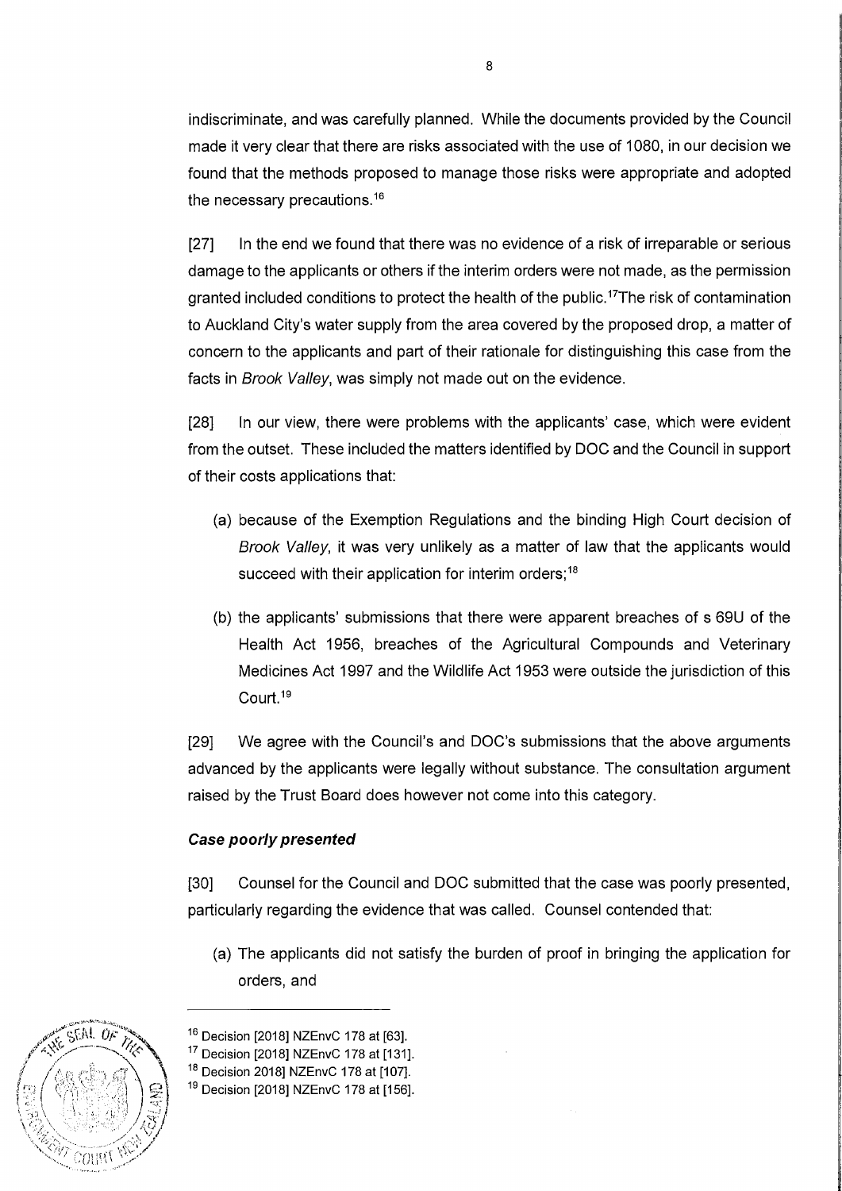indiscriminate, and was carefully planned. While the documents provided by the Council made it very clear that there are risks associated with the use of 1080, in our decision we found that the methods proposed to manage those risks were appropriate and adopted the necessary precautions.[16]

[27] In the end we found that there was no evidence of a risk of irreparable or serious damage to the applicants or others if the interim orders were not made, as the permission granted included conditions to protect the health of the public.[17]The risk of contamination to Auckland City's water supply from the area covered by the proposed drop, a matter of concern to the applicants and part of their rationale for distinguishing this case from the facts in *Brook Valley*, was simply not made out on the evidence.

[28] In our view, there were problems with the applicants' case, which were evident from the outset. These included the matters identified by DOC and the Council in support of their costs applications that:

(a) because of the Exemption Regulations and the binding High Court decision of *Brook Valley*, it was very unlikely as a matter of law that the applicants would succeed with their application for interim orders;[18]

(b) the applicants' submissions that there were apparent breaches of s 69U of the Health Act 1956, breaches of the Agricultural Compounds and Veterinary Medicines Act 1997 and the Wildlife Act 1953 were outside the jurisdiction of this Court.[19]

[29] We agree with the Council's and DOC's submissions that the above arguments advanced by the applicants were legally without substance. The consultation argument raised by the Trust Board does however not come into this category.

### *Case poorly presented*

[30] Counsel for the Council and DOC submitted that the case was poorly presented, particularly regarding the evidence that was called. Counsel contended that:

(a) The applicants did not satisfy the burden of proof in bringing the application for orders, and

---

[16] Decision [2018] NZEnvC 178 at [63].
[17] Decision [2018] NZEnvC 178 at [131].
[18] Decision 2018] NZEnvC 178 at [107].
[19] Decision [2018] NZEnvC 178 at [156].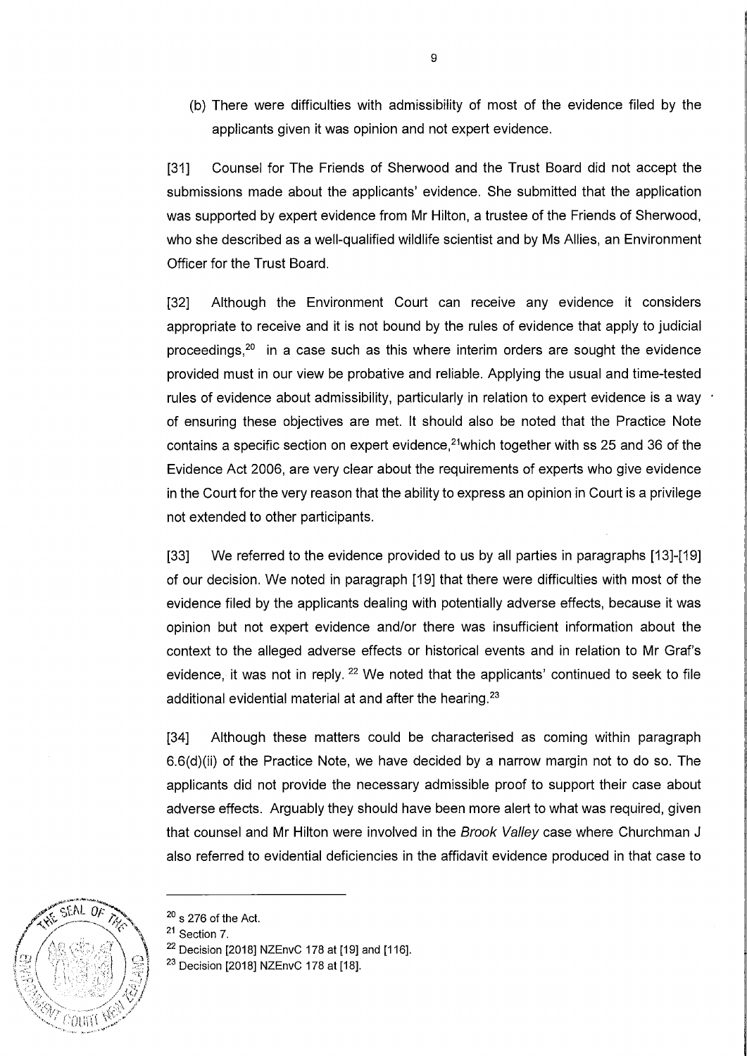(b) There were difficulties with admissibility of most of the evidence filed by the applicants given it was opinion and not expert evidence.

[31] Counsel for The Friends of Sherwood and the Trust Board did not accept the submissions made about the applicants' evidence. She submitted that the application was supported by expert evidence from Mr Hilton, a trustee of the Friends of Sherwood, who she described as a well-qualified wildlife scientist and by Ms Allies, an Environment Officer for the Trust Board.

[32] Although the Environment Court can receive any evidence it considers appropriate to receive and it is not bound by the rules of evidence that apply to judicial proceedings,[20] in a case such as this where interim orders are sought the evidence provided must in our view be probative and reliable. Applying the usual and time-tested rules of evidence about admissibility, particularly in relation to expert evidence is a way of ensuring these objectives are met. It should also be noted that the Practice Note contains a specific section on expert evidence,[21] which together with ss 25 and 36 of the Evidence Act 2006, are very clear about the requirements of experts who give evidence in the Court for the very reason that the ability to express an opinion in Court is a privilege not extended to other participants.

[33] We referred to the evidence provided to us by all parties in paragraphs [13]-[19] of our decision. We noted in paragraph [19] that there were difficulties with most of the evidence filed by the applicants dealing with potentially adverse effects, because it was opinion but not expert evidence and/or there was insufficient information about the context to the alleged adverse effects or historical events and in relation to Mr Graf's evidence, it was not in reply.[22] We noted that the applicants' continued to seek to file additional evidential material at and after the hearing.[23]

[34] Although these matters could be characterised as coming within paragraph 6.6(d)(ii) of the Practice Note, we have decided by a narrow margin not to do so. The applicants did not provide the necessary admissible proof to support their case about adverse effects. Arguably they should have been more alert to what was required, given that counsel and Mr Hilton were involved in the *Brook Valley* case where Churchman J also referred to evidential deficiencies in the affidavit evidence produced in that case to

---

[20] s 276 of the Act.

[21] Section 7.

[22] Decision [2018] NZEnvC 178 at [19] and [116].

[23] Decision [2018] NZEnvC 178 at [18].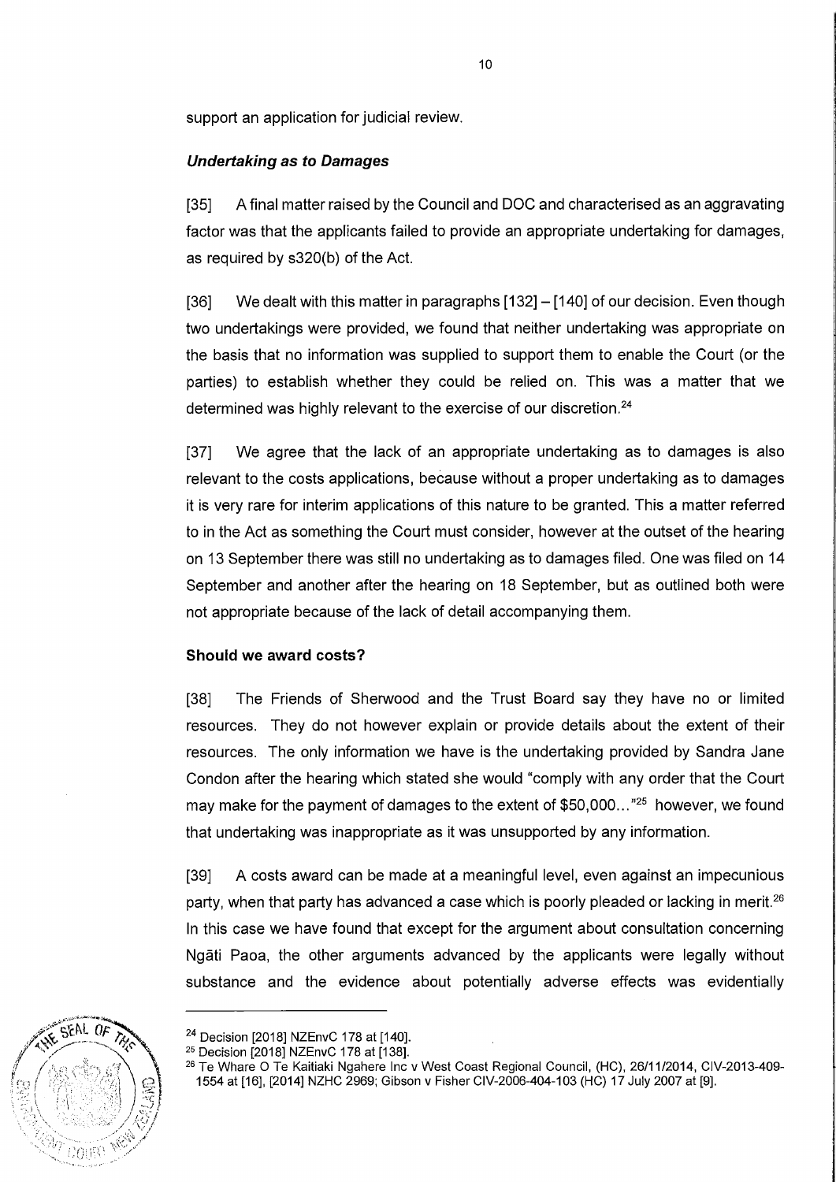support an application for judicial review.

### *Undertaking as to Damages*

[35] A final matter raised by the Council and DOC and characterised as an aggravating factor was that the applicants failed to provide an appropriate undertaking for damages, as required by s320(b) of the Act.

[36] We dealt with this matter in paragraphs [132] – [140] of our decision. Even though two undertakings were provided, we found that neither undertaking was appropriate on the basis that no information was supplied to support them to enable the Court (or the parties) to establish whether they could be relied on. This was a matter that we determined was highly relevant to the exercise of our discretion.[24]

[37] We agree that the lack of an appropriate undertaking as to damages is also relevant to the costs applications, because without a proper undertaking as to damages it is very rare for interim applications of this nature to be granted. This a matter referred to in the Act as something the Court must consider, however at the outset of the hearing on 13 September there was still no undertaking as to damages filed. One was filed on 14 September and another after the hearing on 18 September, but as outlined both were not appropriate because of the lack of detail accompanying them.

### **Should we award costs?**

[38] The Friends of Sherwood and the Trust Board say they have no or limited resources. They do not however explain or provide details about the extent of their resources. The only information we have is the undertaking provided by Sandra Jane Condon after the hearing which stated she would "comply with any order that the Court may make for the payment of damages to the extent of $50,000..."[25] however, we found that undertaking was inappropriate as it was unsupported by any information.

[39] A costs award can be made at a meaningful level, even against an impecunious party, when that party has advanced a case which is poorly pleaded or lacking in merit.[26] In this case we have found that except for the argument about consultation concerning Ngāti Paoa, the other arguments advanced by the applicants were legally without substance and the evidence about potentially adverse effects was evidentially

---

[24] Decision [2018] NZEnvC 178 at [140].

[25] Decision [2018] NZEnvC 178 at [138].

[26] Te Whare O Te Kaitiaki Ngahere Inc v West Coast Regional Council, (HC), 26/11/2014, CIV-2013-409-1554 at [16], [2014] NZHC 2969; Gibson v Fisher CIV-2006-404-103 (HC) 17 July 2007 at [9].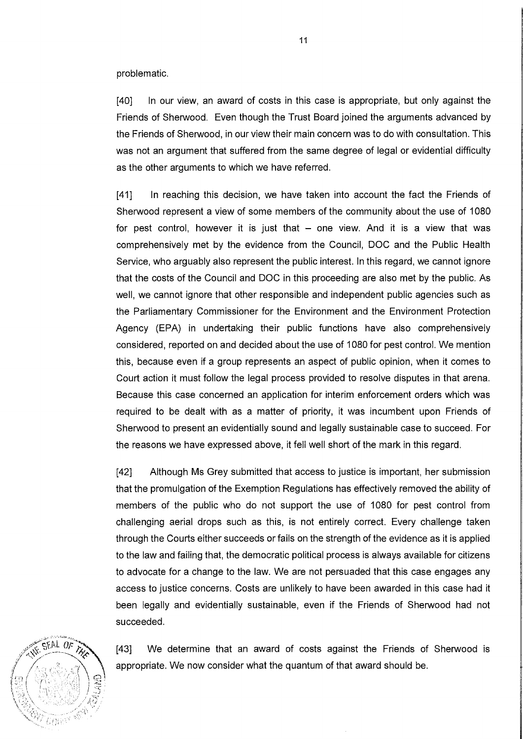problematic.

[40] In our view, an award of costs in this case is appropriate, but only against the Friends of Sherwood. Even though the Trust Board joined the arguments advanced by the Friends of Sherwood, in our view their main concern was to do with consultation. This was not an argument that suffered from the same degree of legal or evidential difficulty as the other arguments to which we have referred.

[41] In reaching this decision, we have taken into account the fact the Friends of Sherwood represent a view of some members of the community about the use of 1080 for pest control, however it is just that – one view. And it is a view that was comprehensively met by the evidence from the Council, DOC and the Public Health Service, who arguably also represent the public interest. In this regard, we cannot ignore that the costs of the Council and DOC in this proceeding are also met by the public. As well, we cannot ignore that other responsible and independent public agencies such as the Parliamentary Commissioner for the Environment and the Environment Protection Agency (EPA) in undertaking their public functions have also comprehensively considered, reported on and decided about the use of 1080 for pest control. We mention this, because even if a group represents an aspect of public opinion, when it comes to Court action it must follow the legal process provided to resolve disputes in that arena. Because this case concerned an application for interim enforcement orders which was required to be dealt with as a matter of priority, it was incumbent upon Friends of Sherwood to present an evidentially sound and legally sustainable case to succeed. For the reasons we have expressed above, it fell well short of the mark in this regard.

[42] Although Ms Grey submitted that access to justice is important, her submission that the promulgation of the Exemption Regulations has effectively removed the ability of members of the public who do not support the use of 1080 for pest control from challenging aerial drops such as this, is not entirely correct. Every challenge taken through the Courts either succeeds or fails on the strength of the evidence as it is applied to the law and failing that, the democratic political process is always available for citizens to advocate for a change to the law. We are not persuaded that this case engages any access to justice concerns. Costs are unlikely to have been awarded in this case had it been legally and evidentially sustainable, even if the Friends of Sherwood had not succeeded.

[43] We determine that an award of costs against the Friends of Sherwood is appropriate. We now consider what the quantum of that award should be.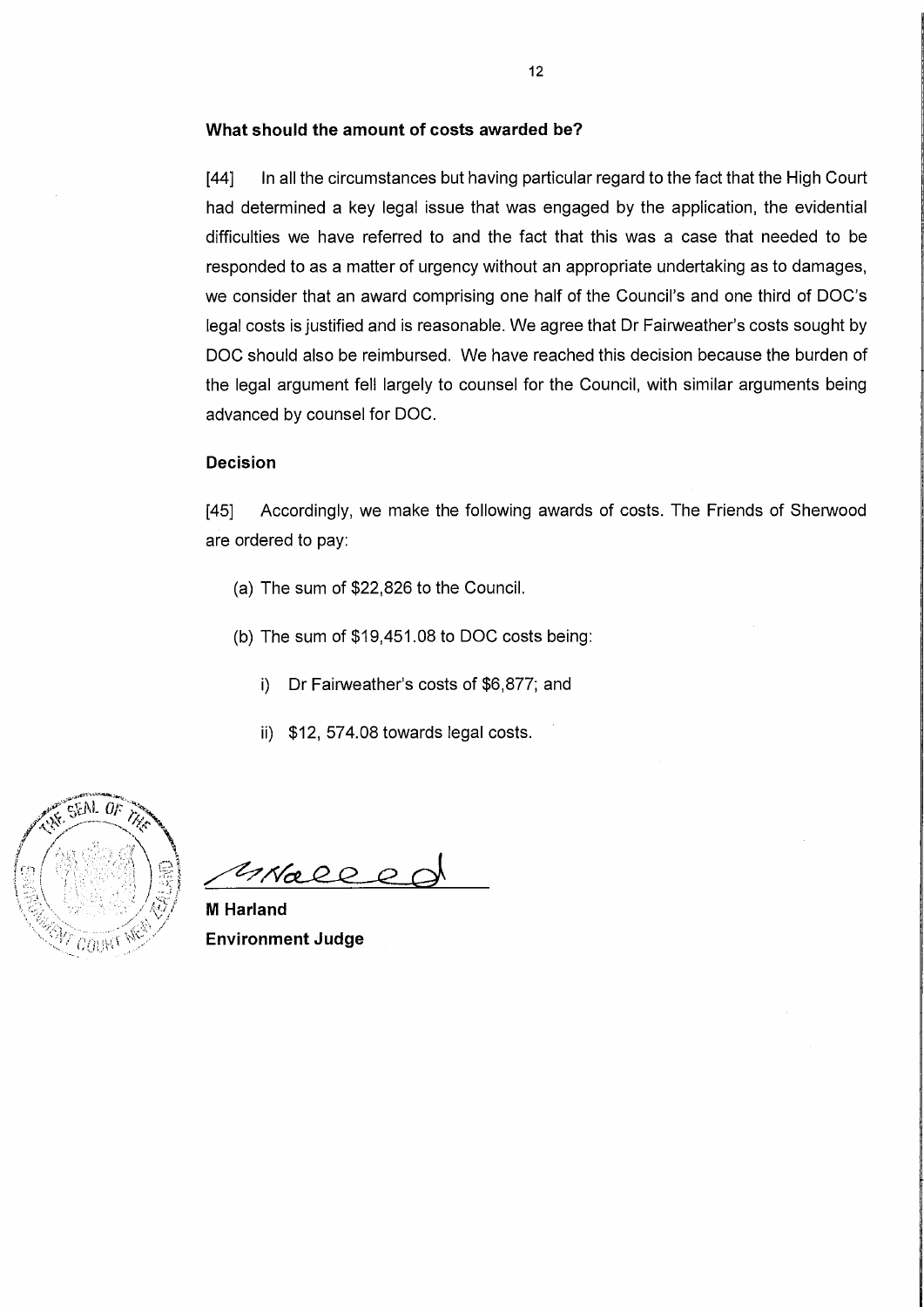**What should the amount of costs awarded be?**

[44] In all the circumstances but having particular regard to the fact that the High Court had determined a key legal issue that was engaged by the application, the evidential difficulties we have referred to and the fact that this was a case that needed to be responded to as a matter of urgency without an appropriate undertaking as to damages, we consider that an award comprising one half of the Council's and one third of DOC's legal costs is justified and is reasonable. We agree that Dr Fairweather's costs sought by DOC should also be reimbursed. We have reached this decision because the burden of the legal argument fell largely to counsel for the Council, with similar arguments being advanced by counsel for DOC.

**Decision**

[45] Accordingly, we make the following awards of costs. The Friends of Sherwood are ordered to pay:

(a) The sum of $22,826 to the Council.

(b) The sum of $19,451.08 to DOC costs being:

i) Dr Fairweather's costs of $6,877; and

ii) $12, 574.08 towards legal costs.

**M Harland**
**Environment Judge**